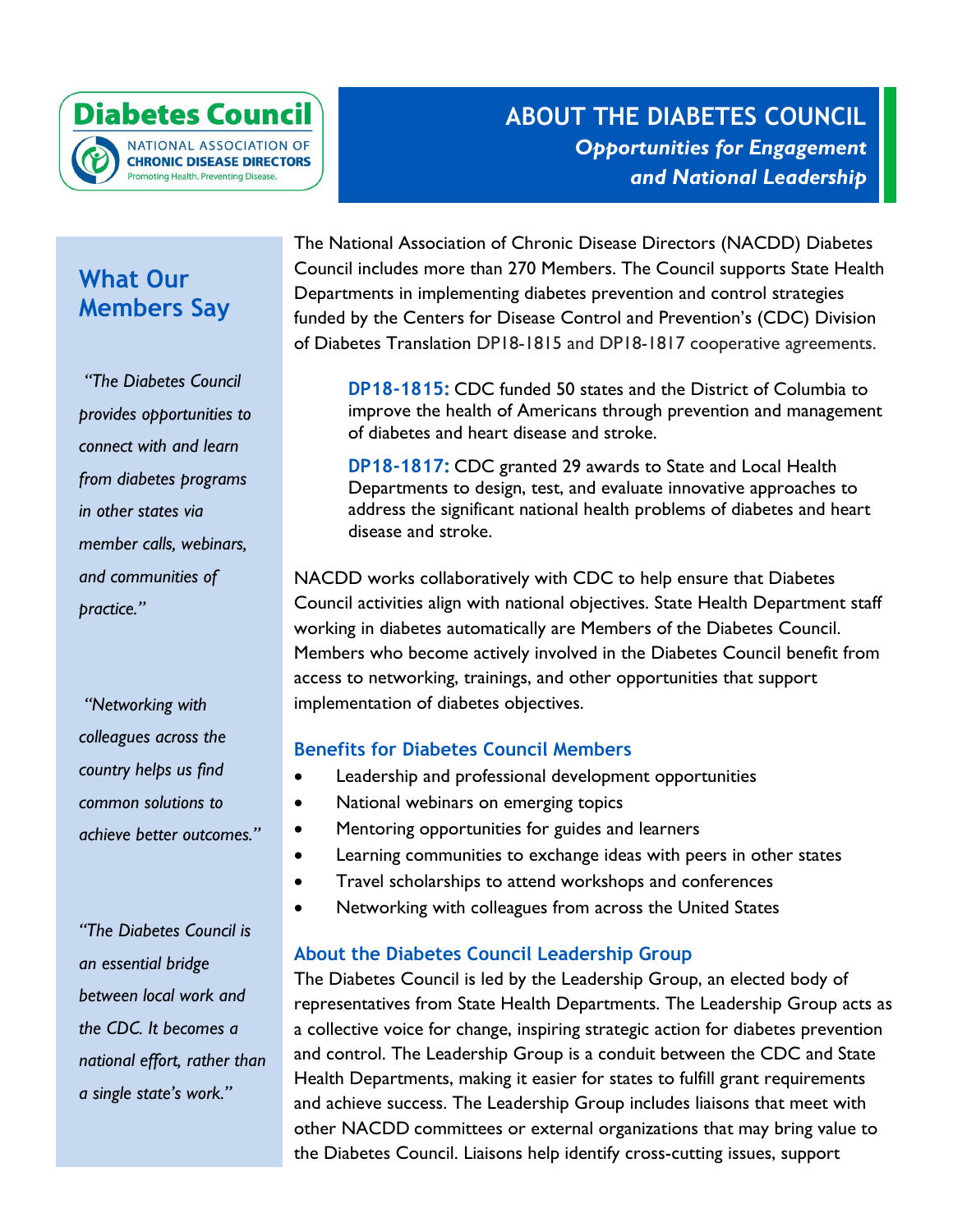Diabetes Council

NATIONAL ASSOCIATION OF CHRONIC DISEASE DIRECTORS

Promoting Health. Preventing Disease.

# ABOUT THE DIABETES COUNCIL

***Opportunities for Engagement and National Leadership***

The National Association of Chronic Disease Directors (NACDD) Diabetes Council includes more than 270 Members. The Council supports State Health Departments in implementing diabetes prevention and control strategies funded by the Centers for Disease Control and Prevention's (CDC) Division of Diabetes Translation DP18-1815 and DP18-1817 cooperative agreements.

> **DP18-1815:** CDC funded 50 states and the District of Columbia to improve the health of Americans through prevention and management of diabetes and heart disease and stroke.
>
> **DP18-1817:** CDC granted 29 awards to State and Local Health Departments to design, test, and evaluate innovative approaches to address the significant national health problems of diabetes and heart disease and stroke.

NACDD works collaboratively with CDC to help ensure that Diabetes Council activities align with national objectives. State Health Department staff working in diabetes automatically are Members of the Diabetes Council. Members who become actively involved in the Diabetes Council benefit from access to networking, trainings, and other opportunities that support implementation of diabetes objectives.

### Benefits for Diabetes Council Members

- Leadership and professional development opportunities
- National webinars on emerging topics
- Mentoring opportunities for guides and learners
- Learning communities to exchange ideas with peers in other states
- Travel scholarships to attend workshops and conferences
- Networking with colleagues from across the United States

### About the Diabetes Council Leadership Group

The Diabetes Council is led by the Leadership Group, an elected body of representatives from State Health Departments. The Leadership Group acts as a collective voice for change, inspiring strategic action for diabetes prevention and control. The Leadership Group is a conduit between the CDC and State Health Departments, making it easier for states to fulfill grant requirements and achieve success. The Leadership Group includes liaisons that meet with other NACDD committees or external organizations that may bring value to the Diabetes Council. Liaisons help identify cross-cutting issues, support

## What Our Members Say

*"The Diabetes Council provides opportunities to connect with and learn from diabetes programs in other states via member calls, webinars, and communities of practice."*

*"Networking with colleagues across the country helps us find common solutions to achieve better outcomes."*

*"The Diabetes Council is an essential bridge between local work and the CDC. It becomes a national effort, rather than a single state's work."*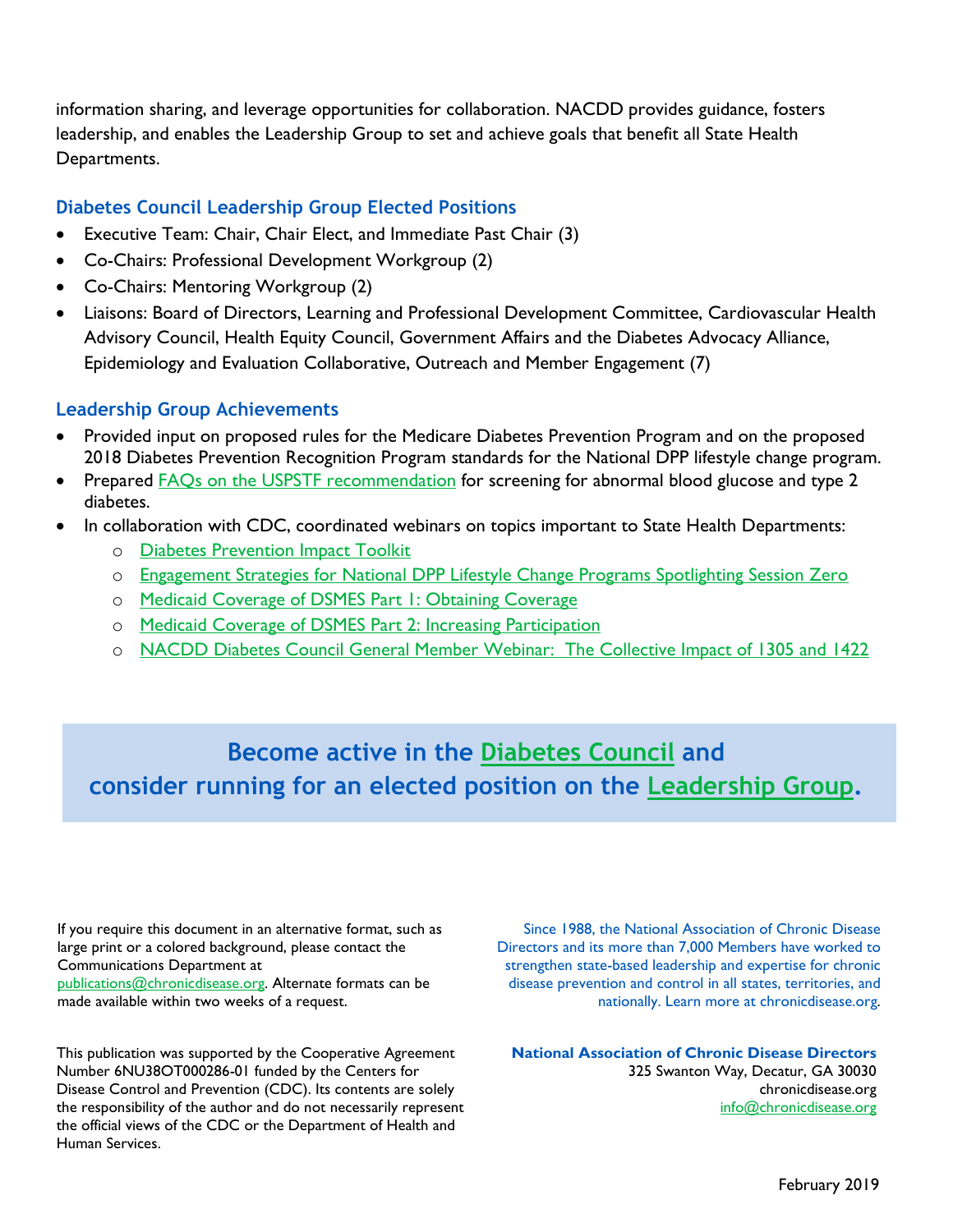information sharing, and leverage opportunities for collaboration. NACDD provides guidance, fosters leadership, and enables the Leadership Group to set and achieve goals that benefit all State Health Departments.

## Diabetes Council Leadership Group Elected Positions

- Executive Team: Chair, Chair Elect, and Immediate Past Chair (3)
- Co-Chairs: Professional Development Workgroup (2)
- Co-Chairs: Mentoring Workgroup (2)
- Liaisons: Board of Directors, Learning and Professional Development Committee, Cardiovascular Health Advisory Council, Health Equity Council, Government Affairs and the Diabetes Advocacy Alliance, Epidemiology and Evaluation Collaborative, Outreach and Member Engagement (7)

## Leadership Group Achievements

- Provided input on proposed rules for the Medicare Diabetes Prevention Program and on the proposed 2018 Diabetes Prevention Recognition Program standards for the National DPP lifestyle change program.
- Prepared FAQs on the USPSTF recommendation for screening for abnormal blood glucose and type 2 diabetes.
- In collaboration with CDC, coordinated webinars on topics important to State Health Departments:
  - Diabetes Prevention Impact Toolkit
  - Engagement Strategies for National DPP Lifestyle Change Programs Spotlighting Session Zero
  - Medicaid Coverage of DSMES Part 1: Obtaining Coverage
  - Medicaid Coverage of DSMES Part 2: Increasing Participation
  - NACDD Diabetes Council General Member Webinar: The Collective Impact of 1305 and 1422

**Become active in the Diabetes Council and consider running for an elected position on the Leadership Group.**

If you require this document in an alternative format, such as large print or a colored background, please contact the Communications Department at publications@chronicdisease.org. Alternate formats can be made available within two weeks of a request.

This publication was supported by the Cooperative Agreement Number 6NU38OT000286-01 funded by the Centers for Disease Control and Prevention (CDC). Its contents are solely the responsibility of the author and do not necessarily represent the official views of the CDC or the Department of Health and Human Services.

Since 1988, the National Association of Chronic Disease Directors and its more than 7,000 Members have worked to strengthen state-based leadership and expertise for chronic disease prevention and control in all states, territories, and nationally. Learn more at chronicdisease.org.

**National Association of Chronic Disease Directors**
325 Swanton Way, Decatur, GA 30030
chronicdisease.org
info@chronicdisease.org

February 2019